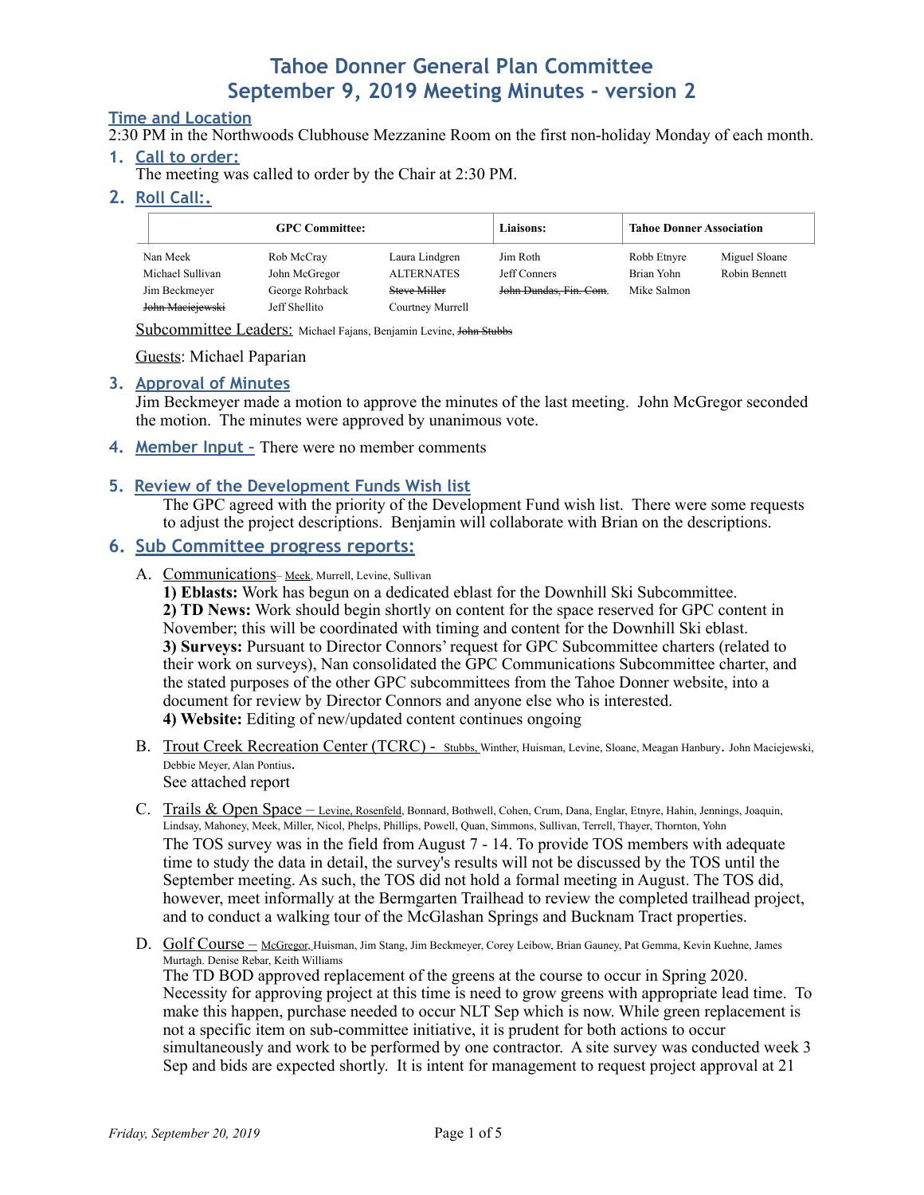# Tahoe Donner General Plan Committee
# September 9, 2019 Meeting Minutes - version 2

## Time and Location

2:30 PM in the Northwoods Clubhouse Mezzanine Room on the first non-holiday Monday of each month.

## 1. Call to order:

The meeting was called to order by the Chair at 2:30 PM.

## 2. Roll Call:.

| GPC Committee: | | | Liaisons: | Tahoe Donner Association | |
|---|---|---|---|---|---|
| Nan Meek | Rob McCray | Laura Lindgren | Jim Roth | Robb Etnyre | Miguel Sloane |
| Michael Sullivan | John McGregor | ALTERNATES | Jeff Conners | Brian Yohn | Robin Bennett |
| Jim Beckmeyer | George Rohrback | ~~Steve Miller~~ | ~~John Dundas, Fin. Com.~~ | Mike Salmon | |
| ~~John Maciejewski~~ | Jeff Shellito | Courtney Murrell | | | |

Subcommittee Leaders: Michael Fajans, Benjamin Levine, ~~John Stubbs~~

Guests: Michael Paparian

## 3. Approval of Minutes

Jim Beckmeyer made a motion to approve the minutes of the last meeting. John McGregor seconded the motion. The minutes were approved by unanimous vote.

## 4. Member Input – There were no member comments

## 5. Review of the Development Funds Wish list

The GPC agreed with the priority of the Development Fund wish list. There were some requests to adjust the project descriptions. Benjamin will collaborate with Brian on the descriptions.

## 6. Sub Committee progress reports:

A. Communications– Meek, Murrell, Levine, Sullivan

**1) Eblasts:** Work has begun on a dedicated eblast for the Downhill Ski Subcommittee.
**2) TD News:** Work should begin shortly on content for the space reserved for GPC content in November; this will be coordinated with timing and content for the Downhill Ski eblast.
**3) Surveys:** Pursuant to Director Connors' request for GPC Subcommittee charters (related to their work on surveys), Nan consolidated the GPC Communications Subcommittee charter, and the stated purposes of the other GPC subcommittees from the Tahoe Donner website, into a document for review by Director Connors and anyone else who is interested.
**4) Website:** Editing of new/updated content continues ongoing

B. Trout Creek Recreation Center (TCRC) - Stubbs, Winther, Huisman, Levine, Sloane, Meagan Hanbury. John Maciejewski, Debbie Meyer, Alan Pontius.

See attached report

C. Trails & Open Space – Levine, Rosenfeld, Bonnard, Bothwell, Cohen, Crum, Dana, Englar, Etnyre, Hahin, Jennings, Joaquin, Lindsay, Mahoney, Meek, Miller, Nicol, Phelps, Phillips, Powell, Quan, Simmons, Sullivan, Terrell, Thayer, Thornton, Yohn

The TOS survey was in the field from August 7 - 14. To provide TOS members with adequate time to study the data in detail, the survey's results will not be discussed by the TOS until the September meeting. As such, the TOS did not hold a formal meeting in August. The TOS did, however, meet informally at the Bermgarten Trailhead to review the completed trailhead project, and to conduct a walking tour of the McGlashan Springs and Bucknam Tract properties.

D. Golf Course – McGregor, Huisman, Jim Stang, Jim Beckmeyer, Corey Leibow, Brian Gauney, Pat Gemma, Kevin Kuehne, James Murtagh. Denise Rebar, Keith Williams

The TD BOD approved replacement of the greens at the course to occur in Spring 2020. Necessity for approving project at this time is need to grow greens with appropriate lead time. To make this happen, purchase needed to occur NLT Sep which is now. While green replacement is not a specific item on sub-committee initiative, it is prudent for both actions to occur simultaneously and work to be performed by one contractor. A site survey was conducted week 3 Sep and bids are expected shortly. It is intent for management to request project approval at 21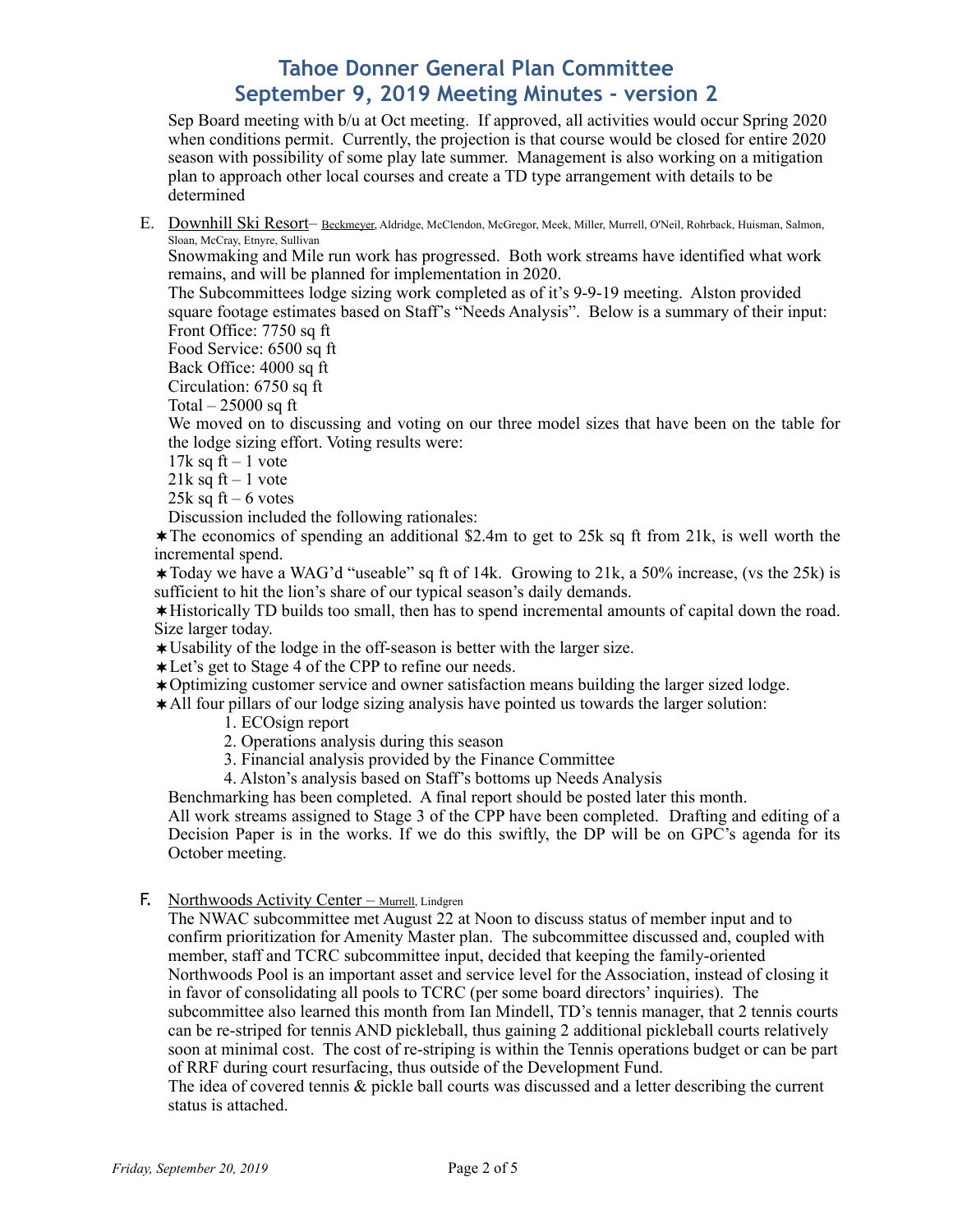Sep Board meeting with b/u at Oct meeting. If approved, all activities would occur Spring 2020 when conditions permit. Currently, the projection is that course would be closed for entire 2020 season with possibility of some play late summer. Management is also working on a mitigation plan to approach other local courses and create a TD type arrangement with details to be determined

E. Downhill Ski Resort– Beckmeyer, Aldridge, McClendon, McGregor, Meek, Miller, Murrell, O'Neil, Rohrback, Huisman, Salmon, Sloan, McCray, Etnyre, Sullivan

Snowmaking and Mile run work has progressed. Both work streams have identified what work remains, and will be planned for implementation in 2020.

The Subcommittees lodge sizing work completed as of it's 9-9-19 meeting. Alston provided square footage estimates based on Staff's "Needs Analysis". Below is a summary of their input:

Front Office: 7750 sq ft
Food Service: 6500 sq ft
Back Office: 4000 sq ft
Circulation: 6750 sq ft
Total – 25000 sq ft

We moved on to discussing and voting on our three model sizes that have been on the table for the lodge sizing effort. Voting results were:

17k sq ft – 1 vote
21k sq ft – 1 vote
25k sq ft – 6 votes

Discussion included the following rationales:

- The economics of spending an additional $2.4m to get to 25k sq ft from 21k, is well worth the incremental spend.
- Today we have a WAG'd "useable" sq ft of 14k. Growing to 21k, a 50% increase, (vs the 25k) is sufficient to hit the lion's share of our typical season's daily demands.
- Historically TD builds too small, then has to spend incremental amounts of capital down the road. Size larger today.
- Usability of the lodge in the off-season is better with the larger size.
- Let's get to Stage 4 of the CPP to refine our needs.
- Optimizing customer service and owner satisfaction means building the larger sized lodge.
- All four pillars of our lodge sizing analysis have pointed us towards the larger solution:
  1. ECOsign report
  2. Operations analysis during this season
  3. Financial analysis provided by the Finance Committee
  4. Alston's analysis based on Staff's bottoms up Needs Analysis

Benchmarking has been completed. A final report should be posted later this month.

All work streams assigned to Stage 3 of the CPP have been completed. Drafting and editing of a Decision Paper is in the works. If we do this swiftly, the DP will be on GPC's agenda for its October meeting.

F. Northwoods Activity Center – Murrell, Lindgren

The NWAC subcommittee met August 22 at Noon to discuss status of member input and to confirm prioritization for Amenity Master plan. The subcommittee discussed and, coupled with member, staff and TCRC subcommittee input, decided that keeping the family-oriented Northwoods Pool is an important asset and service level for the Association, instead of closing it in favor of consolidating all pools to TCRC (per some board directors' inquiries). The subcommittee also learned this month from Ian Mindell, TD's tennis manager, that 2 tennis courts can be re-striped for tennis AND pickleball, thus gaining 2 additional pickleball courts relatively soon at minimal cost. The cost of re-striping is within the Tennis operations budget or can be part of RRF during court resurfacing, thus outside of the Development Fund.

The idea of covered tennis & pickle ball courts was discussed and a letter describing the current status is attached.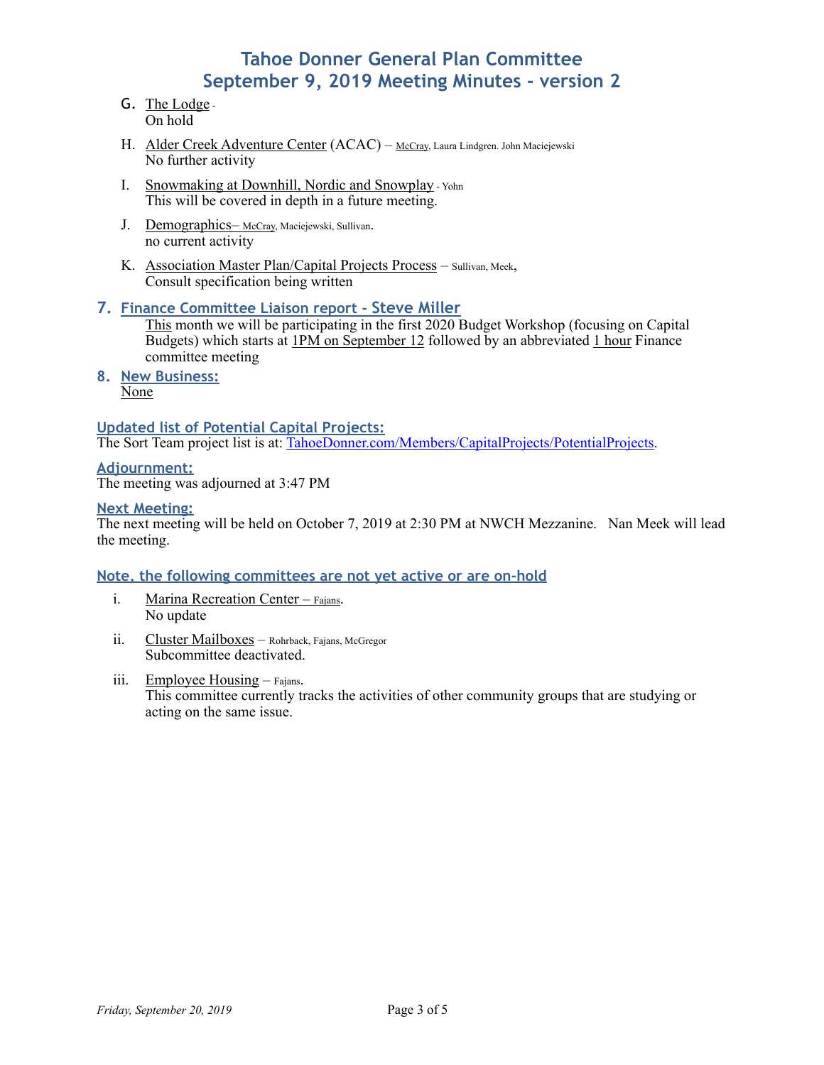G. The Lodge -
   On hold

H. Alder Creek Adventure Center (ACAC) – McCray, Laura Lindgren. John Maciejewski
   No further activity

I. Snowmaking at Downhill, Nordic and Snowplay - Yohn
   This will be covered in depth in a future meeting.

J. Demographics– McCray, Maciejewski, Sullivan.
   no current activity

K. Association Master Plan/Capital Projects Process – Sullivan, Meek,
   Consult specification being written

## 7. Finance Committee Liaison report - Steve Miller

This month we will be participating in the first 2020 Budget Workshop (focusing on Capital Budgets) which starts at 1PM on September 12 followed by an abbreviated 1 hour Finance committee meeting

## 8. New Business:

None

### Updated list of Potential Capital Projects:

The Sort Team project list is at: [TahoeDonner.com/Members/CapitalProjects/PotentialProjects](TahoeDonner.com/Members/CapitalProjects/PotentialProjects).

### Adjournment:

The meeting was adjourned at 3:47 PM

### Next Meeting:

The next meeting will be held on October 7, 2019 at 2:30 PM at NWCH Mezzanine. Nan Meek will lead the meeting.

### Note, the following committees are not yet active or are on-hold

i. Marina Recreation Center – Fajans.
   No update

ii. Cluster Mailboxes – Rohrback, Fajans, McGregor
   Subcommittee deactivated.

iii. Employee Housing – Fajans.
   This committee currently tracks the activities of other community groups that are studying or acting on the same issue.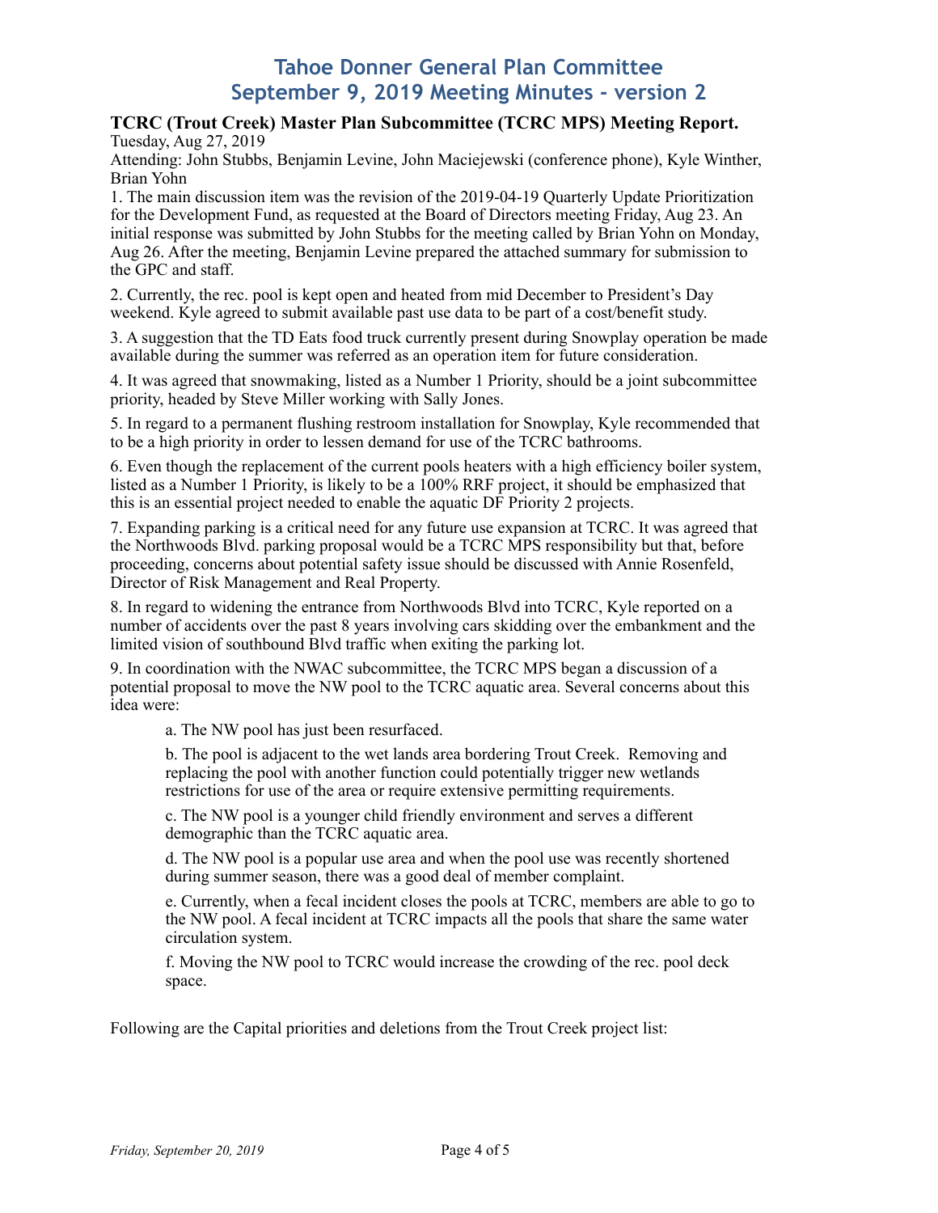# Tahoe Donner General Plan Committee
# September 9, 2019 Meeting Minutes - version 2

### TCRC (Trout Creek) Master Plan Subcommittee (TCRC MPS) Meeting Report.

Tuesday, Aug 27, 2019

Attending: John Stubbs, Benjamin Levine, John Maciejewski (conference phone), Kyle Winther, Brian Yohn

1. The main discussion item was the revision of the 2019-04-19 Quarterly Update Prioritization for the Development Fund, as requested at the Board of Directors meeting Friday, Aug 23. An initial response was submitted by John Stubbs for the meeting called by Brian Yohn on Monday, Aug 26. After the meeting, Benjamin Levine prepared the attached summary for submission to the GPC and staff.

2. Currently, the rec. pool is kept open and heated from mid December to President's Day weekend. Kyle agreed to submit available past use data to be part of a cost/benefit study.

3. A suggestion that the TD Eats food truck currently present during Snowplay operation be made available during the summer was referred as an operation item for future consideration.

4. It was agreed that snowmaking, listed as a Number 1 Priority, should be a joint subcommittee priority, headed by Steve Miller working with Sally Jones.

5. In regard to a permanent flushing restroom installation for Snowplay, Kyle recommended that to be a high priority in order to lessen demand for use of the TCRC bathrooms.

6. Even though the replacement of the current pools heaters with a high efficiency boiler system, listed as a Number 1 Priority, is likely to be a 100% RRF project, it should be emphasized that this is an essential project needed to enable the aquatic DF Priority 2 projects.

7. Expanding parking is a critical need for any future use expansion at TCRC. It was agreed that the Northwoods Blvd. parking proposal would be a TCRC MPS responsibility but that, before proceeding, concerns about potential safety issue should be discussed with Annie Rosenfeld, Director of Risk Management and Real Property.

8. In regard to widening the entrance from Northwoods Blvd into TCRC, Kyle reported on a number of accidents over the past 8 years involving cars skidding over the embankment and the limited vision of southbound Blvd traffic when exiting the parking lot.

9. In coordination with the NWAC subcommittee, the TCRC MPS began a discussion of a potential proposal to move the NW pool to the TCRC aquatic area. Several concerns about this idea were:

   a. The NW pool has just been resurfaced.

   b. The pool is adjacent to the wet lands area bordering Trout Creek. Removing and replacing the pool with another function could potentially trigger new wetlands restrictions for use of the area or require extensive permitting requirements.

   c. The NW pool is a younger child friendly environment and serves a different demographic than the TCRC aquatic area.

   d. The NW pool is a popular use area and when the pool use was recently shortened during summer season, there was a good deal of member complaint.

   e. Currently, when a fecal incident closes the pools at TCRC, members are able to go to the NW pool. A fecal incident at TCRC impacts all the pools that share the same water circulation system.

   f. Moving the NW pool to TCRC would increase the crowding of the rec. pool deck space.

Following are the Capital priorities and deletions from the Trout Creek project list: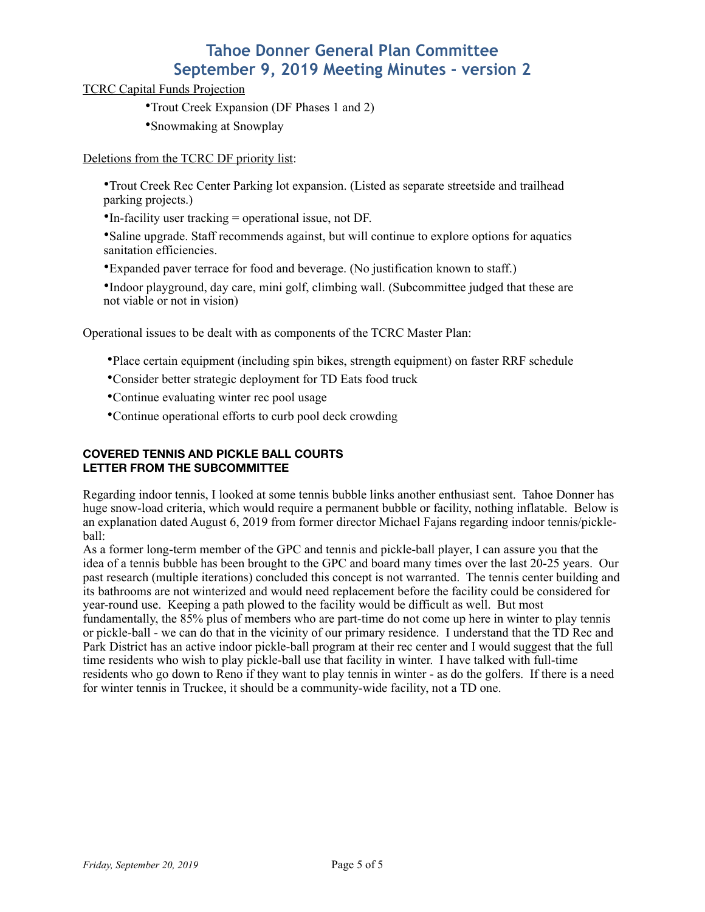TCRC Capital Funds Projection

- Trout Creek Expansion (DF Phases 1 and 2)
- Snowmaking at Snowplay

Deletions from the TCRC DF priority list:

- Trout Creek Rec Center Parking lot expansion. (Listed as separate streetside and trailhead parking projects.)
- In-facility user tracking = operational issue, not DF.
- Saline upgrade. Staff recommends against, but will continue to explore options for aquatics sanitation efficiencies.
- Expanded paver terrace for food and beverage. (No justification known to staff.)
- Indoor playground, day care, mini golf, climbing wall. (Subcommittee judged that these are not viable or not in vision)

Operational issues to be dealt with as components of the TCRC Master Plan:

- Place certain equipment (including spin bikes, strength equipment) on faster RRF schedule
- Consider better strategic deployment for TD Eats food truck
- Continue evaluating winter rec pool usage
- Continue operational efforts to curb pool deck crowding

**COVERED TENNIS AND PICKLE BALL COURTS**
**LETTER FROM THE SUBCOMMITTEE**

Regarding indoor tennis, I looked at some tennis bubble links another enthusiast sent. Tahoe Donner has huge snow-load criteria, which would require a permanent bubble or facility, nothing inflatable. Below is an explanation dated August 6, 2019 from former director Michael Fajans regarding indoor tennis/pickle-ball:

As a former long-term member of the GPC and tennis and pickle-ball player, I can assure you that the idea of a tennis bubble has been brought to the GPC and board many times over the last 20-25 years. Our past research (multiple iterations) concluded this concept is not warranted. The tennis center building and its bathrooms are not winterized and would need replacement before the facility could be considered for year-round use. Keeping a path plowed to the facility would be difficult as well. But most fundamentally, the 85% plus of members who are part-time do not come up here in winter to play tennis or pickle-ball - we can do that in the vicinity of our primary residence. I understand that the TD Rec and Park District has an active indoor pickle-ball program at their rec center and I would suggest that the full time residents who wish to play pickle-ball use that facility in winter. I have talked with full-time residents who go down to Reno if they want to play tennis in winter - as do the golfers. If there is a need for winter tennis in Truckee, it should be a community-wide facility, not a TD one.